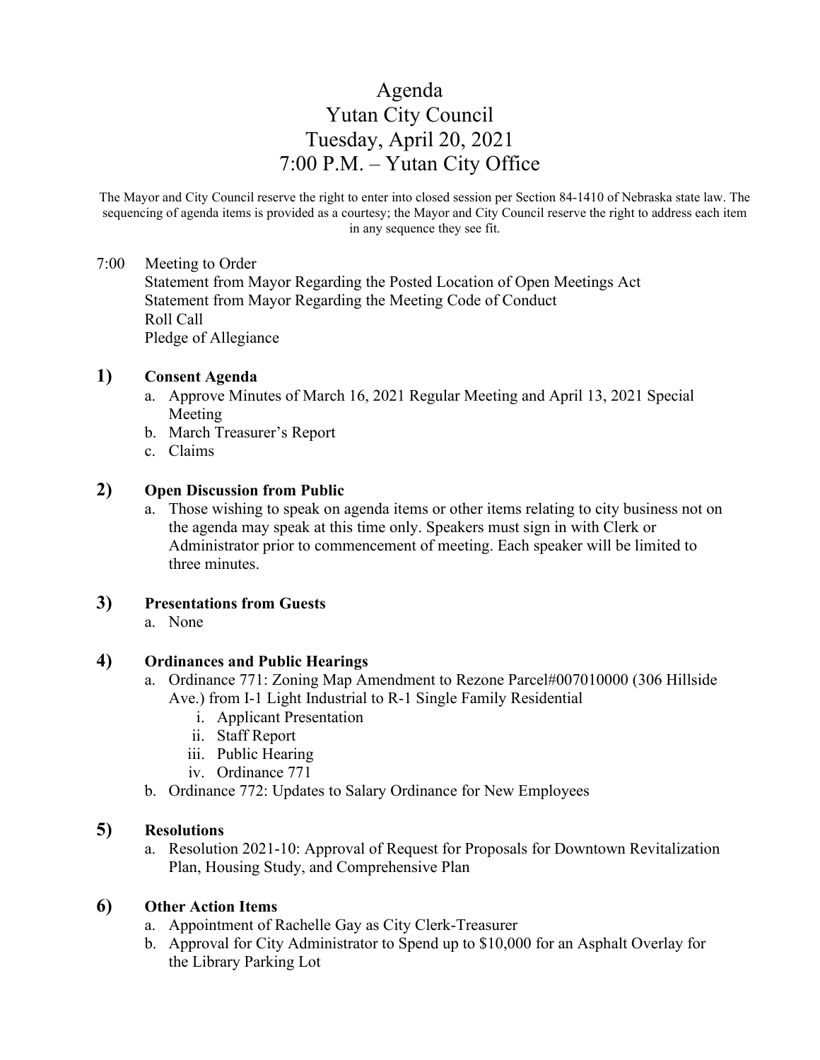# Agenda
# Yutan City Council
# Tuesday, April 20, 2021
# 7:00 P.M. – Yutan City Office

The Mayor and City Council reserve the right to enter into closed session per Section 84-1410 of Nebraska state law. The sequencing of agenda items is provided as a courtesy; the Mayor and City Council reserve the right to address each item in any sequence they see fit.

7:00 Meeting to Order
- Statement from Mayor Regarding the Posted Location of Open Meetings Act
- Statement from Mayor Regarding the Meeting Code of Conduct
- Roll Call
- Pledge of Allegiance

**1) Consent Agenda**

a. Approve Minutes of March 16, 2021 Regular Meeting and April 13, 2021 Special Meeting
b. March Treasurer's Report
c. Claims

**2) Open Discussion from Public**

a. Those wishing to speak on agenda items or other items relating to city business not on the agenda may speak at this time only. Speakers must sign in with Clerk or Administrator prior to commencement of meeting. Each speaker will be limited to three minutes.

**3) Presentations from Guests**

a. None

**4) Ordinances and Public Hearings**

a. Ordinance 771: Zoning Map Amendment to Rezone Parcel#007010000 (306 Hillside Ave.) from I-1 Light Industrial to R-1 Single Family Residential
   i. Applicant Presentation
   ii. Staff Report
   iii. Public Hearing
   iv. Ordinance 771
b. Ordinance 772: Updates to Salary Ordinance for New Employees

**5) Resolutions**

a. Resolution 2021-10: Approval of Request for Proposals for Downtown Revitalization Plan, Housing Study, and Comprehensive Plan

**6) Other Action Items**

a. Appointment of Rachelle Gay as City Clerk-Treasurer
b. Approval for City Administrator to Spend up to $10,000 for an Asphalt Overlay for the Library Parking Lot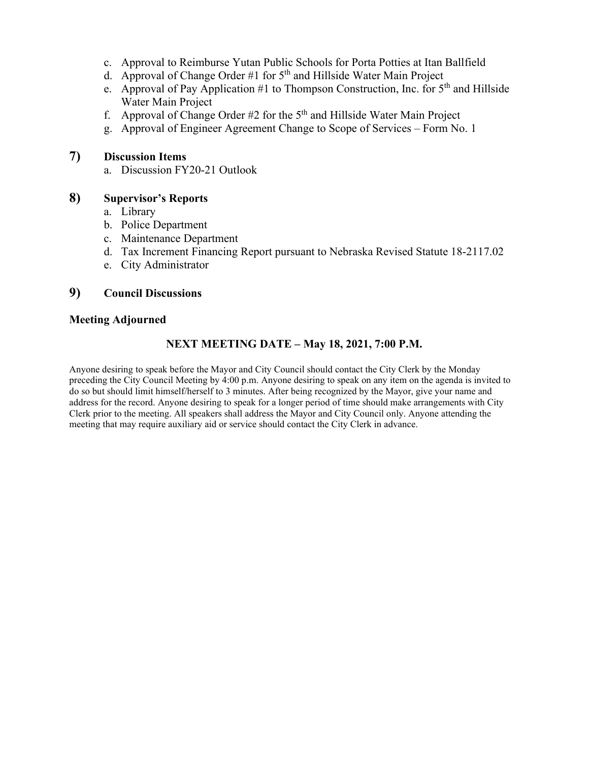c. Approval to Reimburse Yutan Public Schools for Porta Potties at Itan Ballfield
d. Approval of Change Order #1 for 5th and Hillside Water Main Project
e. Approval of Pay Application #1 to Thompson Construction, Inc. for 5th and Hillside Water Main Project
f. Approval of Change Order #2 for the 5th and Hillside Water Main Project
g. Approval of Engineer Agreement Change to Scope of Services – Form No. 1

**7) Discussion Items**

a. Discussion FY20-21 Outlook

**8) Supervisor's Reports**

a. Library
b. Police Department
c. Maintenance Department
d. Tax Increment Financing Report pursuant to Nebraska Revised Statute 18-2117.02
e. City Administrator

**9) Council Discussions**

**Meeting Adjourned**

**NEXT MEETING DATE – May 18, 2021, 7:00 P.M.**

Anyone desiring to speak before the Mayor and City Council should contact the City Clerk by the Monday preceding the City Council Meeting by 4:00 p.m. Anyone desiring to speak on any item on the agenda is invited to do so but should limit himself/herself to 3 minutes. After being recognized by the Mayor, give your name and address for the record. Anyone desiring to speak for a longer period of time should make arrangements with City Clerk prior to the meeting. All speakers shall address the Mayor and City Council only. Anyone attending the meeting that may require auxiliary aid or service should contact the City Clerk in advance.